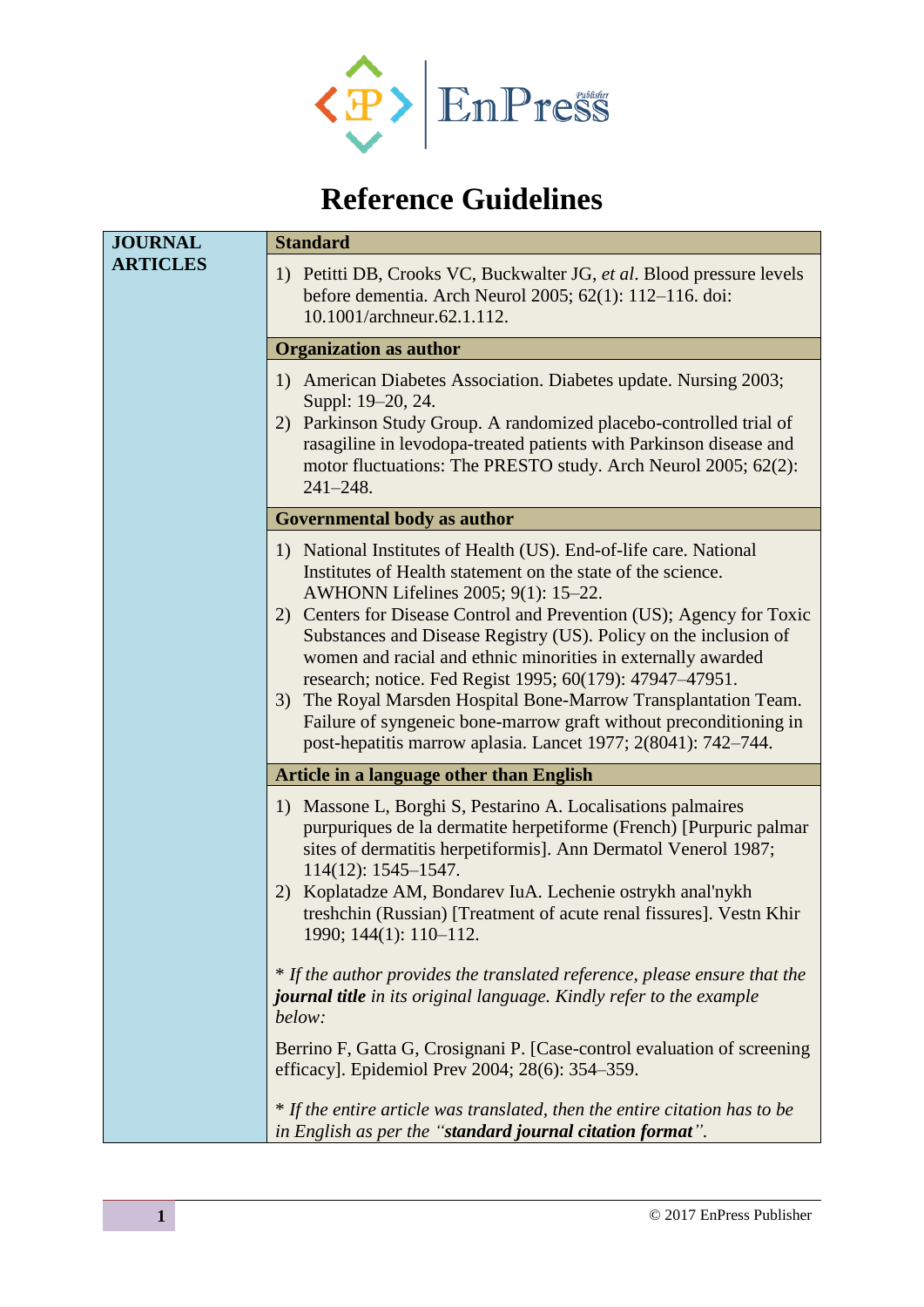# Reference Guidelines

## JOURNAL ARTICLES

### Standard

1) Petitti DB, Crooks VC, Buckwalter JG, *et al*. Blood pressure levels before dementia. Arch Neurol 2005; 62(1): 112–116. doi: 10.1001/archneur.62.1.112.

### Organization as author

1) American Diabetes Association. Diabetes update. Nursing 2003; Suppl: 19–20, 24.
2) Parkinson Study Group. A randomized placebo-controlled trial of rasagiline in levodopa-treated patients with Parkinson disease and motor fluctuations: The PRESTO study. Arch Neurol 2005; 62(2): 241–248.

### Governmental body as author

1) National Institutes of Health (US). End-of-life care. National Institutes of Health statement on the state of the science. AWHONN Lifelines 2005; 9(1): 15–22.
2) Centers for Disease Control and Prevention (US); Agency for Toxic Substances and Disease Registry (US). Policy on the inclusion of women and racial and ethnic minorities in externally awarded research; notice. Fed Regist 1995; 60(179): 47947–47951.
3) The Royal Marsden Hospital Bone-Marrow Transplantation Team. Failure of syngeneic bone-marrow graft without preconditioning in post-hepatitis marrow aplasia. Lancet 1977; 2(8041): 742–744.

### Article in a language other than English

1) Massone L, Borghi S, Pestarino A. Localisations palmaires purpuriques de la dermatite herpetiforme (French) [Purpuric palmar sites of dermatitis herpetiformis]. Ann Dermatol Venerol 1987; 114(12): 1545–1547.
2) Koplatadze AM, Bondarev IuA. Lechenie ostrykh anal'nykh treshchin (Russian) [Treatment of acute renal fissures]. Vestn Khir 1990; 144(1): 110–112.

** If the author provides the translated reference, please ensure that the* ***journal title*** *in its original language. Kindly refer to the example below:*

Berrino F, Gatta G, Crosignani P. [Case-control evaluation of screening efficacy]. Epidemiol Prev 2004; 28(6): 354–359.

** If the entire article was translated, then the entire citation has to be in English as per the "****standard journal citation format****".*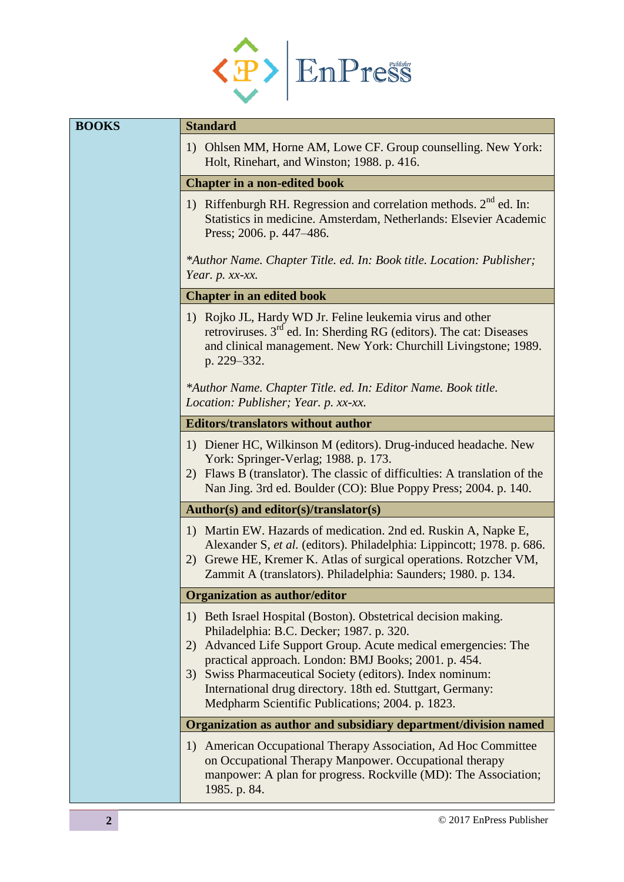| BOOKS | |
|---|---|
| | **Standard** |
| | 1) Ohlsen MM, Horne AM, Lowe CF. Group counselling. New York: Holt, Rinehart, and Winston; 1988. p. 416. |
| | **Chapter in a non-edited book** |
| | 1) Riffenburgh RH. Regression and correlation methods. 2nd ed. In: Statistics in medicine. Amsterdam, Netherlands: Elsevier Academic Press; 2006. p. 447–486. <br><br> *\*Author Name. Chapter Title. ed. In: Book title. Location: Publisher; Year. p. xx-xx.* |
| | **Chapter in an edited book** |
| | 1) Rojko JL, Hardy WD Jr. Feline leukemia virus and other retroviruses. 3rd ed. In: Sherding RG (editors). The cat: Diseases and clinical management. New York: Churchill Livingstone; 1989. p. 229–332. <br><br> *\*Author Name. Chapter Title. ed. In: Editor Name. Book title. Location: Publisher; Year. p. xx-xx.* |
| | **Editors/translators without author** |
| | 1) Diener HC, Wilkinson M (editors). Drug-induced headache. New York: Springer-Verlag; 1988. p. 173. <br> 2) Flaws B (translator). The classic of difficulties: A translation of the Nan Jing. 3rd ed. Boulder (CO): Blue Poppy Press; 2004. p. 140. |
| | **Author(s) and editor(s)/translator(s)** |
| | 1) Martin EW. Hazards of medication. 2nd ed. Ruskin A, Napke E, Alexander S, *et al.* (editors). Philadelphia: Lippincott; 1978. p. 686. <br> 2) Grewe HE, Kremer K. Atlas of surgical operations. Rotzcher VM, Zammit A (translators). Philadelphia: Saunders; 1980. p. 134. |
| | **Organization as author/editor** |
| | 1) Beth Israel Hospital (Boston). Obstetrical decision making. Philadelphia: B.C. Decker; 1987. p. 320. <br> 2) Advanced Life Support Group. Acute medical emergencies: The practical approach. London: BMJ Books; 2001. p. 454. <br> 3) Swiss Pharmaceutical Society (editors). Index nominum: International drug directory. 18th ed. Stuttgart, Germany: Medpharm Scientific Publications; 2004. p. 1823. |
| | **Organization as author and subsidiary department/division named** |
| | 1) American Occupational Therapy Association, Ad Hoc Committee on Occupational Therapy Manpower. Occupational therapy manpower: A plan for progress. Rockville (MD): The Association; 1985. p. 84. |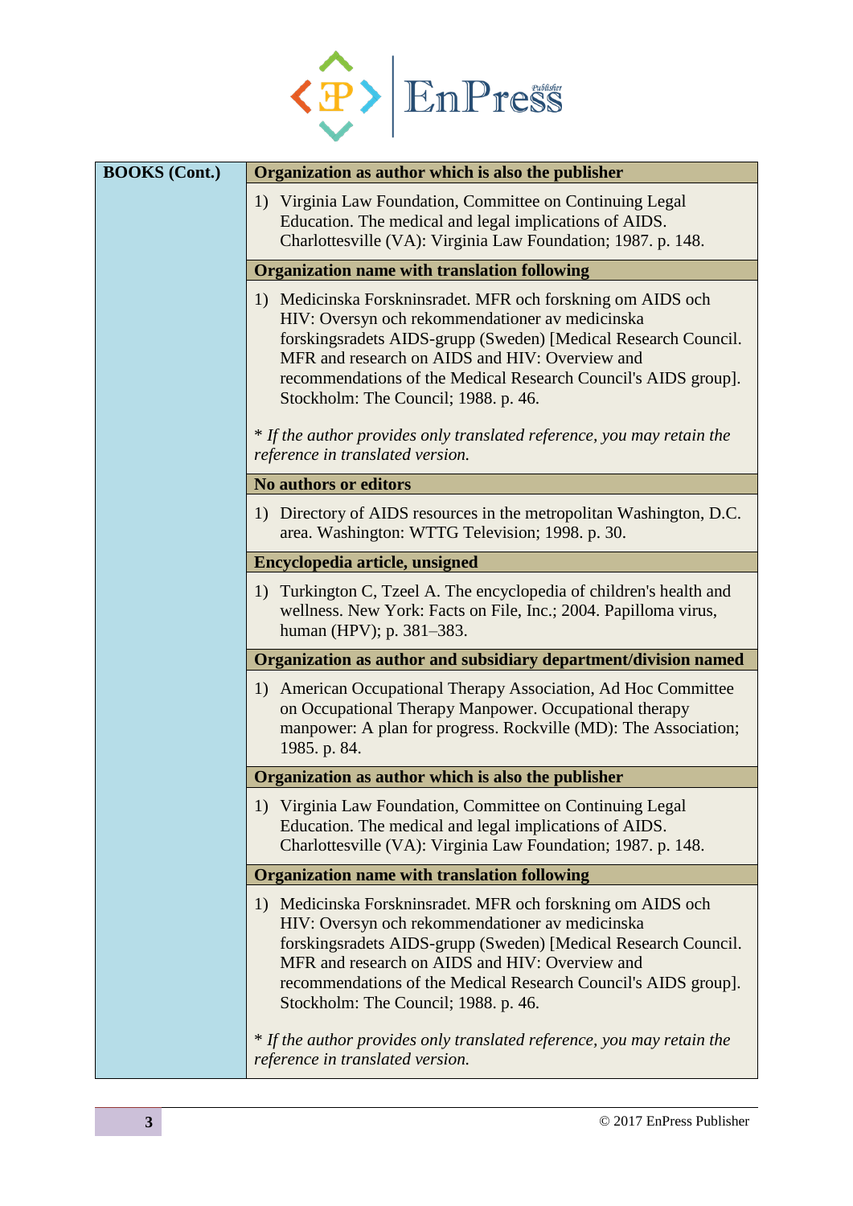| BOOKS (Cont.) | Organization as author which is also the publisher |
|---|---|
| | 1) Virginia Law Foundation, Committee on Continuing Legal Education. The medical and legal implications of AIDS. Charlottesville (VA): Virginia Law Foundation; 1987. p. 148. |
| | **Organization name with translation following** |
| | 1) Medicinska Forskninsradet. MFR och forskning om AIDS och HIV: Oversyn och rekommendationer av medicinska forskingsradets AIDS-grupp (Sweden) [Medical Research Council. MFR and research on AIDS and HIV: Overview and recommendations of the Medical Research Council's AIDS group]. Stockholm: The Council; 1988. p. 46. <br><br> * *If the author provides only translated reference, you may retain the reference in translated version.* |
| | **No authors or editors** |
| | 1) Directory of AIDS resources in the metropolitan Washington, D.C. area. Washington: WTTG Television; 1998. p. 30. |
| | **Encyclopedia article, unsigned** |
| | 1) Turkington C, Tzeel A. The encyclopedia of children's health and wellness. New York: Facts on File, Inc.; 2004. Papilloma virus, human (HPV); p. 381–383. |
| | **Organization as author and subsidiary department/division named** |
| | 1) American Occupational Therapy Association, Ad Hoc Committee on Occupational Therapy Manpower. Occupational therapy manpower: A plan for progress. Rockville (MD): The Association; 1985. p. 84. |
| | **Organization as author which is also the publisher** |
| | 1) Virginia Law Foundation, Committee on Continuing Legal Education. The medical and legal implications of AIDS. Charlottesville (VA): Virginia Law Foundation; 1987. p. 148. |
| | **Organization name with translation following** |
| | 1) Medicinska Forskninsradet. MFR och forskning om AIDS och HIV: Oversyn och rekommendationer av medicinska forskingsradets AIDS-grupp (Sweden) [Medical Research Council. MFR and research on AIDS and HIV: Overview and recommendations of the Medical Research Council's AIDS group]. Stockholm: The Council; 1988. p. 46. <br><br> * *If the author provides only translated reference, you may retain the reference in translated version.* |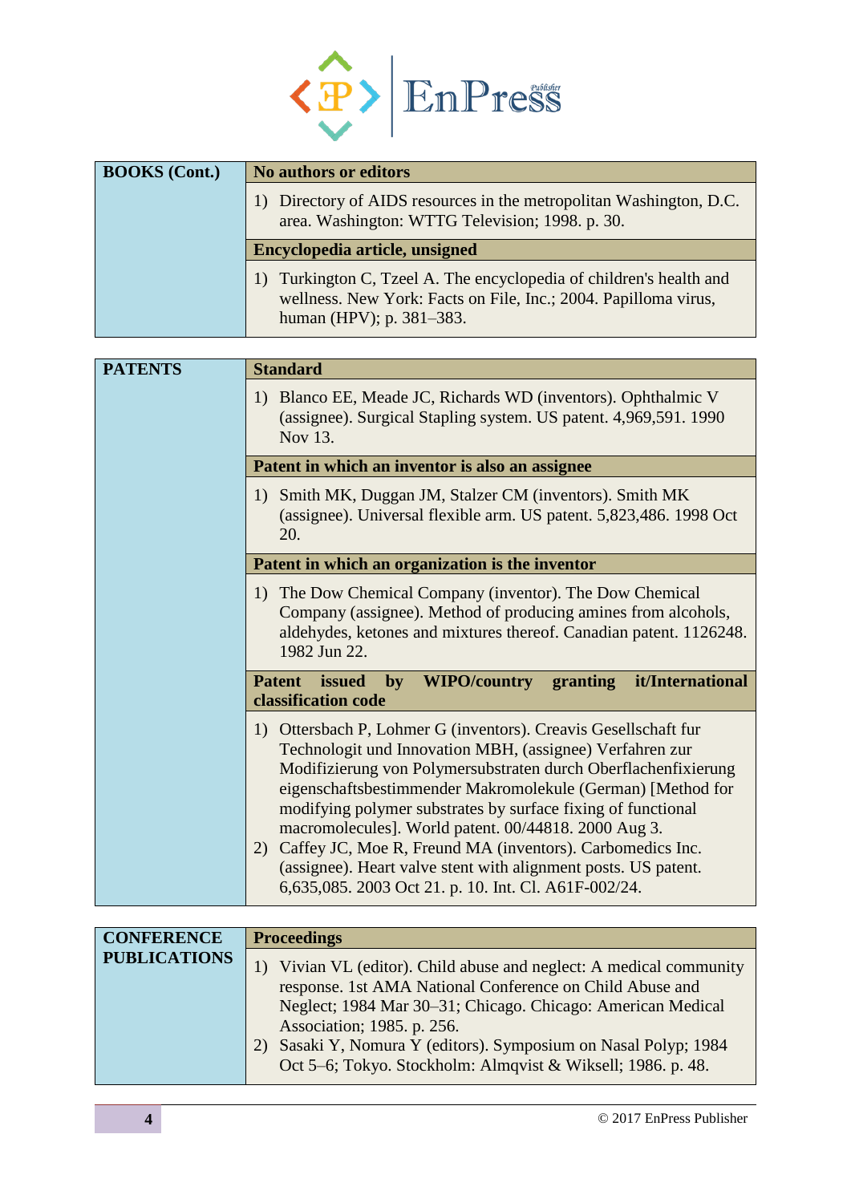| BOOKS (Cont.) | No authors or editors |
|---|---|
| | 1) Directory of AIDS resources in the metropolitan Washington, D.C. area. Washington: WTTG Television; 1998. p. 30. |
| | **Encyclopedia article, unsigned** |
| | 1) Turkington C, Tzeel A. The encyclopedia of children's health and wellness. New York: Facts on File, Inc.; 2004. Papilloma virus, human (HPV); p. 381–383. |

| PATENTS | Standard |
|---|---|
| | 1) Blanco EE, Meade JC, Richards WD (inventors). Ophthalmic V (assignee). Surgical Stapling system. US patent. 4,969,591. 1990 Nov 13. |
| | **Patent in which an inventor is also an assignee** |
| | 1) Smith MK, Duggan JM, Stalzer CM (inventors). Smith MK (assignee). Universal flexible arm. US patent. 5,823,486. 1998 Oct 20. |
| | **Patent in which an organization is the inventor** |
| | 1) The Dow Chemical Company (inventor). The Dow Chemical Company (assignee). Method of producing amines from alcohols, aldehydes, ketones and mixtures thereof. Canadian patent. 1126248. 1982 Jun 22. |
| | **Patent issued by WIPO/country granting it/International classification code** |
| | 1) Ottersbach P, Lohmer G (inventors). Creavis Gesellschaft fur Technologit und Innovation MBH, (assignee) Verfahren zur Modifizierung von Polymersubstraten durch Oberflachenfixierung eigenschaftsbestimmender Makromolekule (German) [Method for modifying polymer substrates by surface fixing of functional macromolecules]. World patent. 00/44818. 2000 Aug 3.<br>2) Caffey JC, Moe R, Freund MA (inventors). Carbomedics Inc. (assignee). Heart valve stent with alignment posts. US patent. 6,635,085. 2003 Oct 21. p. 10. Int. Cl. A61F-002/24. |

| CONFERENCE PUBLICATIONS | Proceedings |
|---|---|
| | 1) Vivian VL (editor). Child abuse and neglect: A medical community response. 1st AMA National Conference on Child Abuse and Neglect; 1984 Mar 30–31; Chicago. Chicago: American Medical Association; 1985. p. 256.<br>2) Sasaki Y, Nomura Y (editors). Symposium on Nasal Polyp; 1984 Oct 5–6; Tokyo. Stockholm: Almqvist & Wiksell; 1986. p. 48. |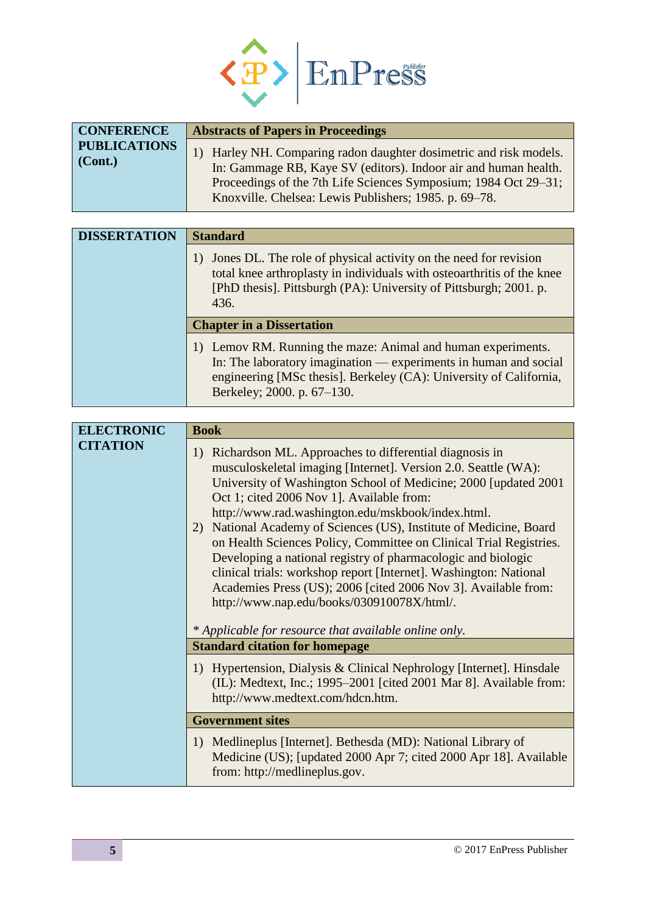| CONFERENCE PUBLICATIONS (Cont.) | **Abstracts of Papers in Proceedings** |
|---|---|
| | 1) Harley NH. Comparing radon daughter dosimetric and risk models. In: Gammage RB, Kaye SV (editors). Indoor air and human health. Proceedings of the 7th Life Sciences Symposium; 1984 Oct 29–31; Knoxville. Chelsea: Lewis Publishers; 1985. p. 69–78. |

| DISSERTATION | **Standard** |
|---|---|
| | 1) Jones DL. The role of physical activity on the need for revision total knee arthroplasty in individuals with osteoarthritis of the knee [PhD thesis]. Pittsburgh (PA): University of Pittsburgh; 2001. p. 436. |
| | **Chapter in a Dissertation** |
| | 1) Lemov RM. Running the maze: Animal and human experiments. In: The laboratory imagination — experiments in human and social engineering [MSc thesis]. Berkeley (CA): University of California, Berkeley; 2000. p. 67–130. |

| ELECTRONIC CITATION | **Book** |
|---|---|
| | 1) Richardson ML. Approaches to differential diagnosis in musculoskeletal imaging [Internet]. Version 2.0. Seattle (WA): University of Washington School of Medicine; 2000 [updated 2001 Oct 1; cited 2006 Nov 1]. Available from: http://www.rad.washington.edu/mskbook/index.html. <br> 2) National Academy of Sciences (US), Institute of Medicine, Board on Health Sciences Policy, Committee on Clinical Trial Registries. Developing a national registry of pharmacologic and biologic clinical trials: workshop report [Internet]. Washington: National Academies Press (US); 2006 [cited 2006 Nov 3]. Available from: http://www.nap.edu/books/030910078X/html/. <br><br> *\* Applicable for resource that available online only.* |
| | **Standard citation for homepage** |
| | 1) Hypertension, Dialysis & Clinical Nephrology [Internet]. Hinsdale (IL): Medtext, Inc.; 1995–2001 [cited 2001 Mar 8]. Available from: http://www.medtext.com/hdcn.htm. |
| | **Government sites** |
| | 1) Medlineplus [Internet]. Bethesda (MD): National Library of Medicine (US); [updated 2000 Apr 7; cited 2000 Apr 18]. Available from: http://medlineplus.gov. |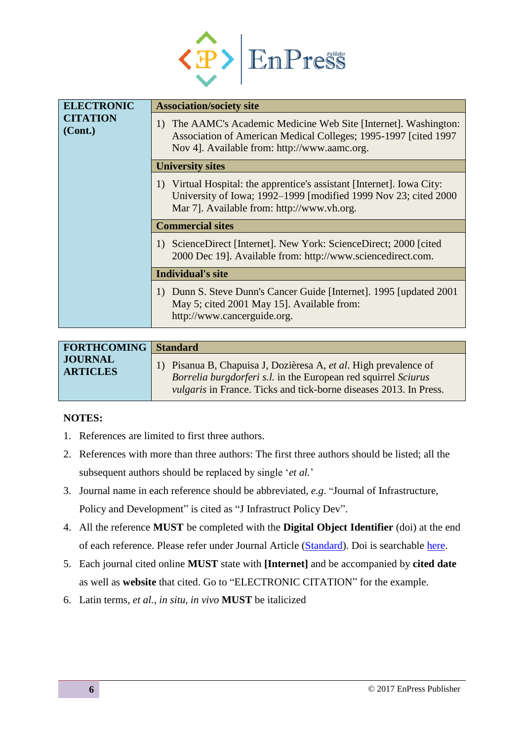| ELECTRONIC CITATION (Cont.) | **Association/society site** |
|---|---|
| | 1) The AAMC's Academic Medicine Web Site [Internet]. Washington: Association of American Medical Colleges; 1995-1997 [cited 1997 Nov 4]. Available from: http://www.aamc.org. |
| | **University sites** |
| | 1) Virtual Hospital: the apprentice's assistant [Internet]. Iowa City: University of Iowa; 1992–1999 [modified 1999 Nov 23; cited 2000 Mar 7]. Available from: http://www.vh.org. |
| | **Commercial sites** |
| | 1) ScienceDirect [Internet]. New York: ScienceDirect; 2000 [cited 2000 Dec 19]. Available from: http://www.sciencedirect.com. |
| | **Individual's site** |
| | 1) Dunn S. Steve Dunn's Cancer Guide [Internet]. 1995 [updated 2001 May 5; cited 2001 May 15]. Available from: http://www.cancerguide.org. |

| FORTHCOMING JOURNAL ARTICLES | **Standard** |
|---|---|
| | 1) Pisanua B, Chapuisa J, Dozièresa A, *et al*. High prevalence of *Borrelia burgdorferi s.l.* in the European red squirrel *Sciurus vulgaris* in France. Ticks and tick-borne diseases 2013. In Press. |

**NOTES:**

1. References are limited to first three authors.
2. References with more than three authors: The first three authors should be listed; all the subsequent authors should be replaced by single '*et al.*'
3. Journal name in each reference should be abbreviated, *e.g*. "Journal of Infrastructure, Policy and Development" is cited as "J Infrastruct Policy Dev".
4. All the reference **MUST** be completed with the **Digital Object Identifier** (doi) at the end of each reference. Please refer under Journal Article (Standard). Doi is searchable here.
5. Each journal cited online **MUST** state with **[Internet]** and be accompanied by **cited date** as well as **website** that cited. Go to "ELECTRONIC CITATION" for the example.
6. Latin terms, *et al.*, *in situ*, *in vivo* **MUST** be italicized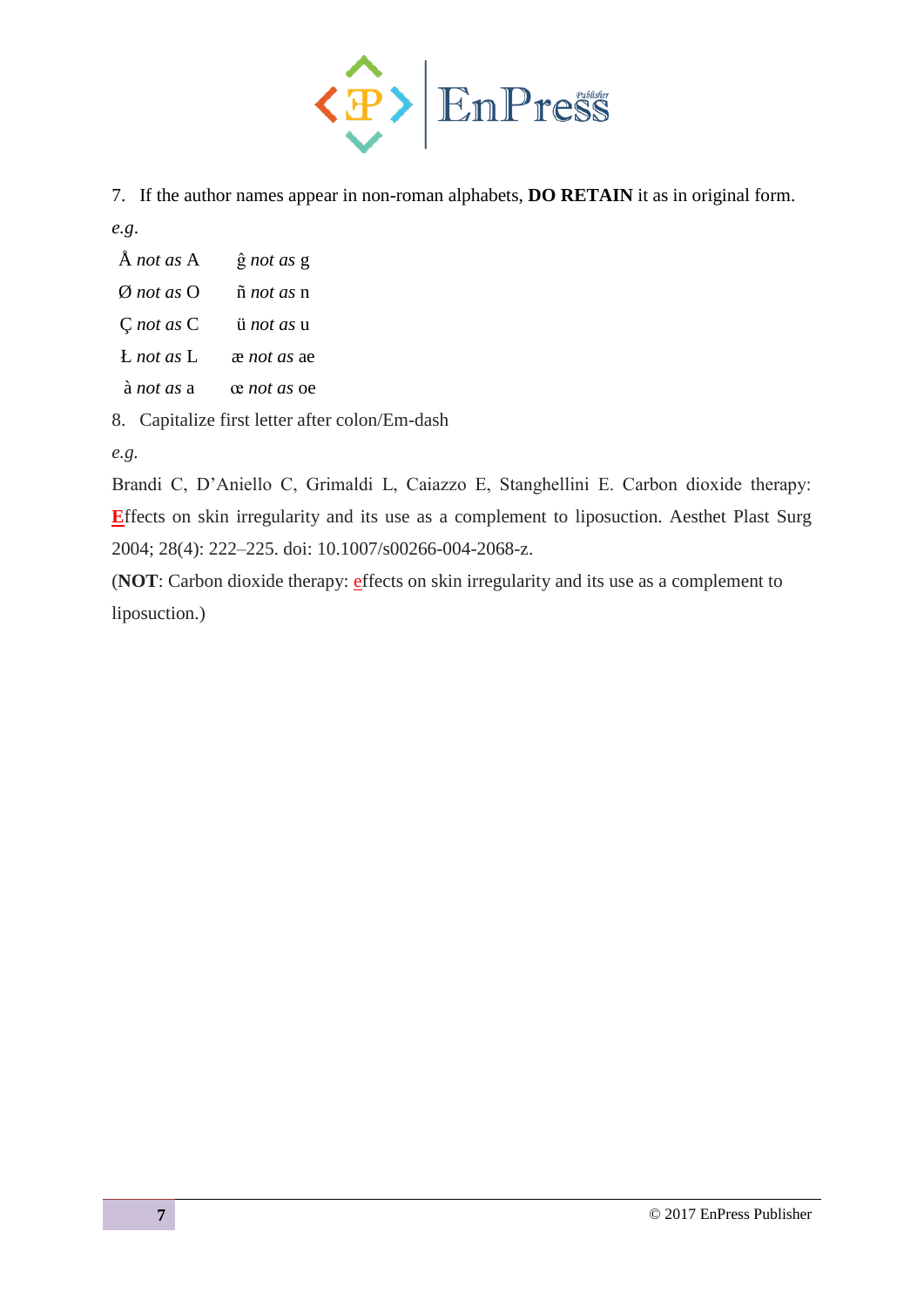7. If the author names appear in non-roman alphabets, **DO RETAIN** it as in original form.

*e.g.*

| | |
|---|---|
| Å *not as* A | ĝ *not as* g |
| Ø *not as* O | ñ *not as* n |
| Ç *not as* C | ü *not as* u |
| Ł *not as* L | æ *not as* ae |
| à *not as* a | œ *not as* oe |

8. Capitalize first letter after colon/Em-dash

*e.g.*

Brandi C, D'Aniello C, Grimaldi L, Caiazzo E, Stanghellini E. Carbon dioxide therapy: **E**ffects on skin irregularity and its use as a complement to liposuction. Aesthet Plast Surg 2004; 28(4): 222–225. doi: 10.1007/s00266-004-2068-z.

(**NOT**: Carbon dioxide therapy: effects on skin irregularity and its use as a complement to liposuction.)